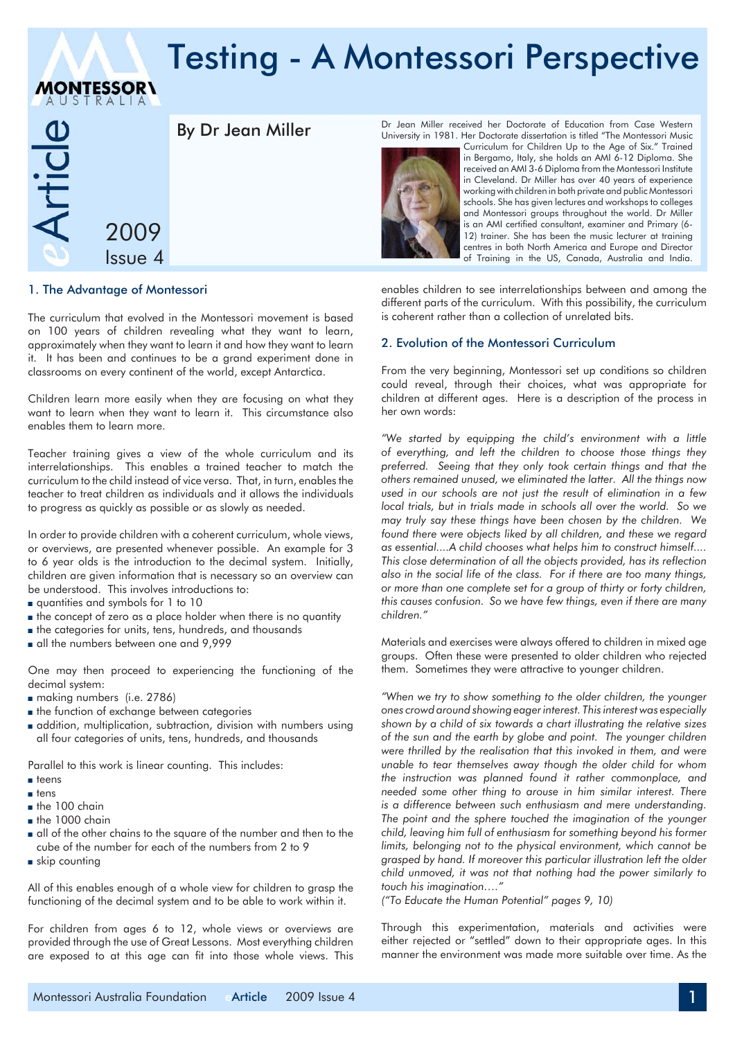# Testing - A Montessori Perspective

By Dr Jean Miller

Dr Jean Miller received her Doctorate of Education from Case Western University in 1981. Her Doctorate dissertation is titled "The Montessori Music Curriculum for Children Up to the Age of Six." Trained in Bergamo, Italy, she holds an AMI 6-12 Diploma. She received an AMI 3-6 Diploma from the Montessori Institute in Cleveland. Dr Miller has over 40 years of experience working with children in both private and public Montessori schools. She has given lectures and workshops to colleges and Montessori groups throughout the world. Dr Miller is an AMI certified consultant, examiner and Primary (6-12) trainer. She has been the music lecturer at training centres in both North America and Europe and Director of Training in the US, Canada, Australia and India.

## 1. The Advantage of Montessori

The curriculum that evolved in the Montessori movement is based on 100 years of children revealing what they want to learn, approximately when they want to learn it and how they want to learn it. It has been and continues to be a grand experiment done in classrooms on every continent of the world, except Antarctica.

Children learn more easily when they are focusing on what they want to learn when they want to learn it. This circumstance also enables them to learn more.

Teacher training gives a view of the whole curriculum and its interrelationships. This enables a trained teacher to match the curriculum to the child instead of vice versa. That, in turn, enables the teacher to treat children as individuals and it allows the individuals to progress as quickly as possible or as slowly as needed.

In order to provide children with a coherent curriculum, whole views, or overviews, are presented whenever possible. An example for 3 to 6 year olds is the introduction to the decimal system. Initially, children are given information that is necessary so an overview can be understood. This involves introductions to:

- quantities and symbols for 1 to 10
- the concept of zero as a place holder when there is no quantity
- the categories for units, tens, hundreds, and thousands
- all the numbers between one and 9,999

One may then proceed to experiencing the functioning of the decimal system:

- making numbers (i.e. 2786)
- the function of exchange between categories
- addition, multiplication, subtraction, division with numbers using all four categories of units, tens, hundreds, and thousands

Parallel to this work is linear counting. This includes:

- teens
- tens
- the 100 chain
- the 1000 chain
- all of the other chains to the square of the number and then to the cube of the number for each of the numbers from 2 to 9
- skip counting

All of this enables enough of a whole view for children to grasp the functioning of the decimal system and to be able to work within it.

For children from ages 6 to 12, whole views or overviews are provided through the use of Great Lessons. Most everything children are exposed to at this age can fit into those whole views. This enables children to see interrelationships between and among the different parts of the curriculum. With this possibility, the curriculum is coherent rather than a collection of unrelated bits.

## 2. Evolution of the Montessori Curriculum

From the very beginning, Montessori set up conditions so children could reveal, through their choices, what was appropriate for children at different ages. Here is a description of the process in her own words:

*"We started by equipping the child's environment with a little of everything, and left the children to choose those things they preferred. Seeing that they only took certain things and that the others remained unused, we eliminated the latter. All the things now used in our schools are not just the result of elimination in a few local trials, but in trials made in schools all over the world. So we may truly say these things have been chosen by the children. We found there were objects liked by all children, and these we regard as essential....A child chooses what helps him to construct himself.... This close determination of all the objects provided, has its reflection also in the social life of the class. For if there are too many things, or more than one complete set for a group of thirty or forty children, this causes confusion. So we have few things, even if there are many children."*

Materials and exercises were always offered to children in mixed age groups. Often these were presented to older children who rejected them. Sometimes they were attractive to younger children.

*"When we try to show something to the older children, the younger ones crowd around showing eager interest. This interest was especially shown by a child of six towards a chart illustrating the relative sizes of the sun and the earth by globe and point. The younger children were thrilled by the realisation that this invoked in them, and were unable to tear themselves away though the older child for whom the instruction was planned found it rather commonplace, and needed some other thing to arouse in him similar interest. There is a difference between such enthusiasm and mere understanding. The point and the sphere touched the imagination of the younger child, leaving him full of enthusiasm for something beyond his former limits, belonging not to the physical environment, which cannot be grasped by hand. If moreover this particular illustration left the older child unmoved, it was not that nothing had the power similarly to touch his imagination…."*

*("To Educate the Human Potential" pages 9, 10)*

Through this experimentation, materials and activities were either rejected or "settled" down to their appropriate ages. In this manner the environment was made more suitable over time. As the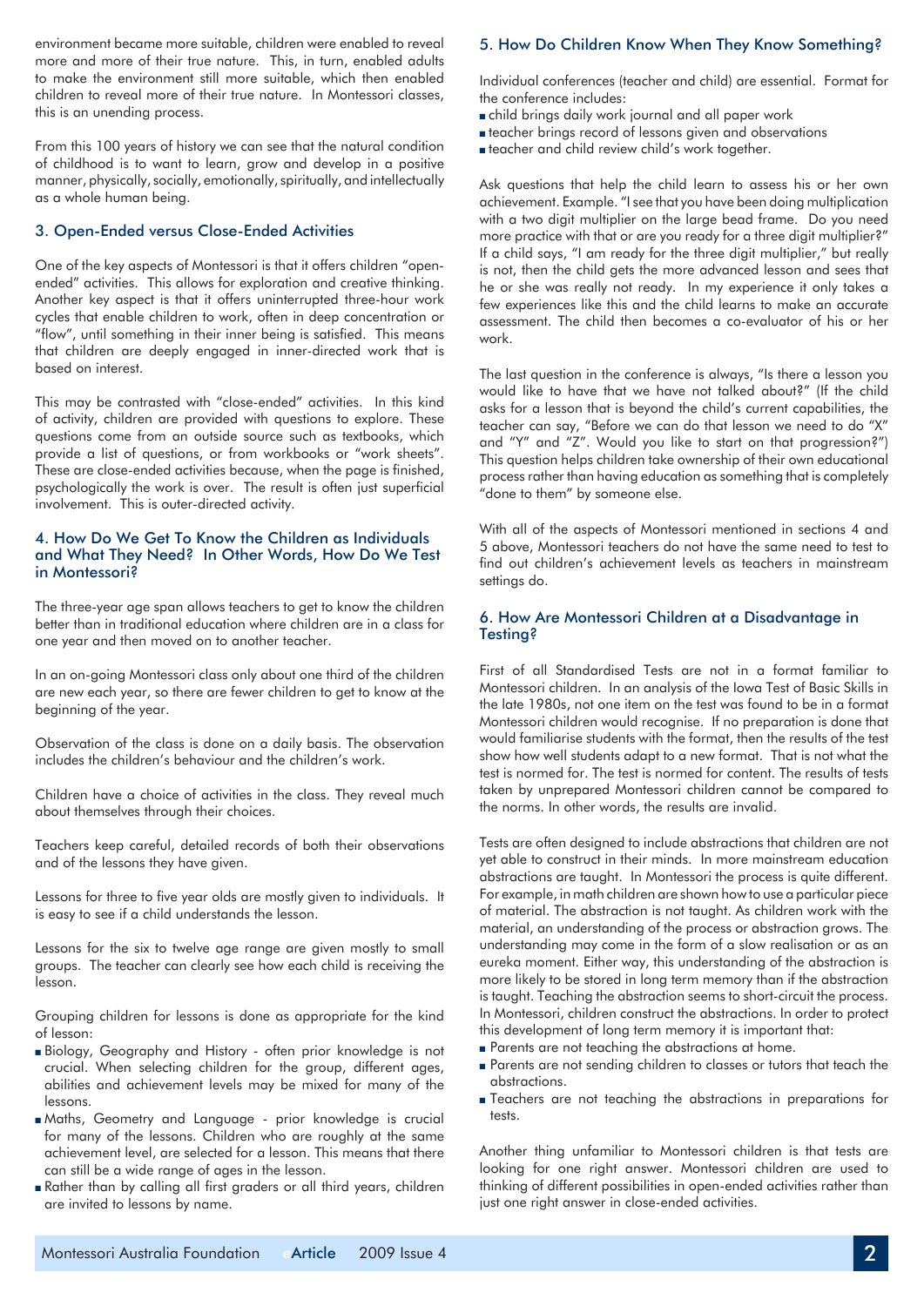environment became more suitable, children were enabled to reveal more and more of their true nature. This, in turn, enabled adults to make the environment still more suitable, which then enabled children to reveal more of their true nature. In Montessori classes, this is an unending process.

From this 100 years of history we can see that the natural condition of childhood is to want to learn, grow and develop in a positive manner, physically, socially, emotionally, spiritually, and intellectually as a whole human being.

## 3. Open-Ended versus Close-Ended Activities

One of the key aspects of Montessori is that it offers children "open-ended" activities. This allows for exploration and creative thinking. Another key aspect is that it offers uninterrupted three-hour work cycles that enable children to work, often in deep concentration or "flow", until something in their inner being is satisfied. This means that children are deeply engaged in inner-directed work that is based on interest.

This may be contrasted with "close-ended" activities. In this kind of activity, children are provided with questions to explore. These questions come from an outside source such as textbooks, which provide a list of questions, or from workbooks or "work sheets". These are close-ended activities because, when the page is finished, psychologically the work is over. The result is often just superficial involvement. This is outer-directed activity.

## 4. How Do We Get To Know the Children as Individuals and What They Need? In Other Words, How Do We Test in Montessori?

The three-year age span allows teachers to get to know the children better than in traditional education where children are in a class for one year and then moved on to another teacher.

In an on-going Montessori class only about one third of the children are new each year, so there are fewer children to get to know at the beginning of the year.

Observation of the class is done on a daily basis. The observation includes the children's behaviour and the children's work.

Children have a choice of activities in the class. They reveal much about themselves through their choices.

Teachers keep careful, detailed records of both their observations and of the lessons they have given.

Lessons for three to five year olds are mostly given to individuals. It is easy to see if a child understands the lesson.

Lessons for the six to twelve age range are given mostly to small groups. The teacher can clearly see how each child is receiving the lesson.

Grouping children for lessons is done as appropriate for the kind of lesson:

- Biology, Geography and History - often prior knowledge is not crucial. When selecting children for the group, different ages, abilities and achievement levels may be mixed for many of the lessons.
- Maths, Geometry and Language - prior knowledge is crucial for many of the lessons. Children who are roughly at the same achievement level, are selected for a lesson. This means that there can still be a wide range of ages in the lesson.
- Rather than by calling all first graders or all third years, children are invited to lessons by name.

## 5. How Do Children Know When They Know Something?

Individual conferences (teacher and child) are essential. Format for the conference includes:

- child brings daily work journal and all paper work
- teacher brings record of lessons given and observations
- teacher and child review child's work together.

Ask questions that help the child learn to assess his or her own achievement. Example. "I see that you have been doing multiplication with a two digit multiplier on the large bead frame. Do you need more practice with that or are you ready for a three digit multiplier?" If a child says, "I am ready for the three digit multiplier," but really is not, then the child gets the more advanced lesson and sees that he or she was really not ready. In my experience it only takes a few experiences like this and the child learns to make an accurate assessment. The child then becomes a co-evaluator of his or her work.

The last question in the conference is always, "Is there a lesson you would like to have that we have not talked about?" (If the child asks for a lesson that is beyond the child's current capabilities, the teacher can say, "Before we can do that lesson we need to do "X" and "Y" and "Z". Would you like to start on that progression?") This question helps children take ownership of their own educational process rather than having education as something that is completely "done to them" by someone else.

With all of the aspects of Montessori mentioned in sections 4 and 5 above, Montessori teachers do not have the same need to test to find out children's achievement levels as teachers in mainstream settings do.

## 6. How Are Montessori Children at a Disadvantage in Testing?

First of all Standardised Tests are not in a format familiar to Montessori children. In an analysis of the Iowa Test of Basic Skills in the late 1980s, not one item on the test was found to be in a format Montessori children would recognise. If no preparation is done that would familiarise students with the format, then the results of the test show how well students adapt to a new format. That is not what the test is normed for. The test is normed for content. The results of tests taken by unprepared Montessori children cannot be compared to the norms. In other words, the results are invalid.

Tests are often designed to include abstractions that children are not yet able to construct in their minds. In more mainstream education abstractions are taught. In Montessori the process is quite different. For example, in math children are shown how to use a particular piece of material. The abstraction is not taught. As children work with the material, an understanding of the process or abstraction grows. The understanding may come in the form of a slow realisation or as an eureka moment. Either way, this understanding of the abstraction is more likely to be stored in long term memory than if the abstraction is taught. Teaching the abstraction seems to short-circuit the process. In Montessori, children construct the abstractions. In order to protect this development of long term memory it is important that:

- Parents are not teaching the abstractions at home.
- Parents are not sending children to classes or tutors that teach the abstractions.
- Teachers are not teaching the abstractions in preparations for tests.

Another thing unfamiliar to Montessori children is that tests are looking for one right answer. Montessori children are used to thinking of different possibilities in open-ended activities rather than just one right answer in close-ended activities.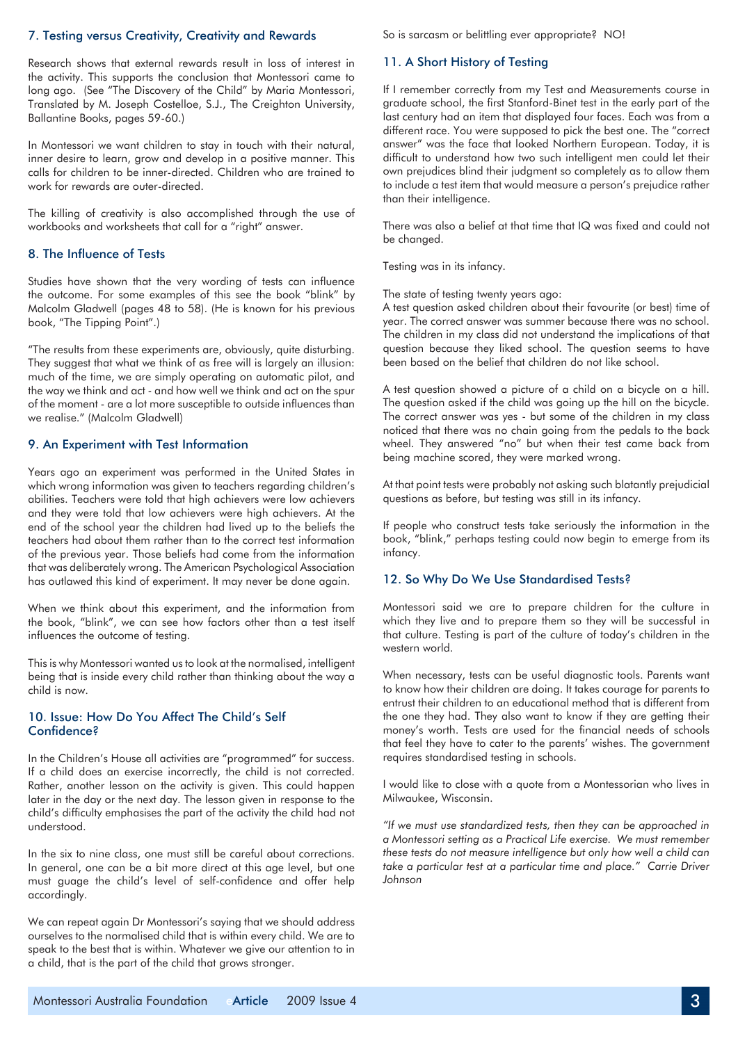## 7. Testing versus Creativity, Creativity and Rewards

Research shows that external rewards result in loss of interest in the activity. This supports the conclusion that Montessori came to long ago. (See "The Discovery of the Child" by Maria Montessori, Translated by M. Joseph Costelloe, S.J., The Creighton University, Ballantine Books, pages 59-60.)

In Montessori we want children to stay in touch with their natural, inner desire to learn, grow and develop in a positive manner. This calls for children to be inner-directed. Children who are trained to work for rewards are outer-directed.

The killing of creativity is also accomplished through the use of workbooks and worksheets that call for a "right" answer.

## 8. The Influence of Tests

Studies have shown that the very wording of tests can influence the outcome. For some examples of this see the book "blink" by Malcolm Gladwell (pages 48 to 58). (He is known for his previous book, "The Tipping Point".)

"The results from these experiments are, obviously, quite disturbing. They suggest that what we think of as free will is largely an illusion: much of the time, we are simply operating on automatic pilot, and the way we think and act - and how well we think and act on the spur of the moment - are a lot more susceptible to outside influences than we realise." (Malcolm Gladwell)

## 9. An Experiment with Test Information

Years ago an experiment was performed in the United States in which wrong information was given to teachers regarding children's abilities. Teachers were told that high achievers were low achievers and they were told that low achievers were high achievers. At the end of the school year the children had lived up to the beliefs the teachers had about them rather than to the correct test information of the previous year. Those beliefs had come from the information that was deliberately wrong. The American Psychological Association has outlawed this kind of experiment. It may never be done again.

When we think about this experiment, and the information from the book, "blink", we can see how factors other than a test itself influences the outcome of testing.

This is why Montessori wanted us to look at the normalised, intelligent being that is inside every child rather than thinking about the way a child is now.

## 10. Issue: How Do You Affect The Child's Self Confidence?

In the Children's House all activities are "programmed" for success. If a child does an exercise incorrectly, the child is not corrected. Rather, another lesson on the activity is given. This could happen later in the day or the next day. The lesson given in response to the child's difficulty emphasises the part of the activity the child had not understood.

In the six to nine class, one must still be careful about corrections. In general, one can be a bit more direct at this age level, but one must guage the child's level of self-confidence and offer help accordingly.

We can repeat again Dr Montessori's saying that we should address ourselves to the normalised child that is within every child. We are to speak to the best that is within. Whatever we give our attention to in a child, that is the part of the child that grows stronger.

So is sarcasm or belittling ever appropriate? NO!

## 11. A Short History of Testing

If I remember correctly from my Test and Measurements course in graduate school, the first Stanford-Binet test in the early part of the last century had an item that displayed four faces. Each was from a different race. You were supposed to pick the best one. The "correct answer" was the face that looked Northern European. Today, it is difficult to understand how two such intelligent men could let their own prejudices blind their judgment so completely as to allow them to include a test item that would measure a person's prejudice rather than their intelligence.

There was also a belief at that time that IQ was fixed and could not be changed.

Testing was in its infancy.

The state of testing twenty years ago:
A test question asked children about their favourite (or best) time of year. The correct answer was summer because there was no school. The children in my class did not understand the implications of that question because they liked school. The question seems to have been based on the belief that children do not like school.

A test question showed a picture of a child on a bicycle on a hill. The question asked if the child was going up the hill on the bicycle. The correct answer was yes - but some of the children in my class noticed that there was no chain going from the pedals to the back wheel. They answered "no" but when their test came back from being machine scored, they were marked wrong.

At that point tests were probably not asking such blatantly prejudicial questions as before, but testing was still in its infancy.

If people who construct tests take seriously the information in the book, "blink," perhaps testing could now begin to emerge from its infancy.

## 12. So Why Do We Use Standardised Tests?

Montessori said we are to prepare children for the culture in which they live and to prepare them so they will be successful in that culture. Testing is part of the culture of today's children in the western world.

When necessary, tests can be useful diagnostic tools. Parents want to know how their children are doing. It takes courage for parents to entrust their children to an educational method that is different from the one they had. They also want to know if they are getting their money's worth. Tests are used for the financial needs of schools that feel they have to cater to the parents' wishes. The government requires standardised testing in schools.

I would like to close with a quote from a Montessorian who lives in Milwaukee, Wisconsin.

*"If we must use standardized tests, then they can be approached in a Montessori setting as a Practical Life exercise. We must remember these tests do not measure intelligence but only how well a child can take a particular test at a particular time and place." Carrie Driver Johnson*